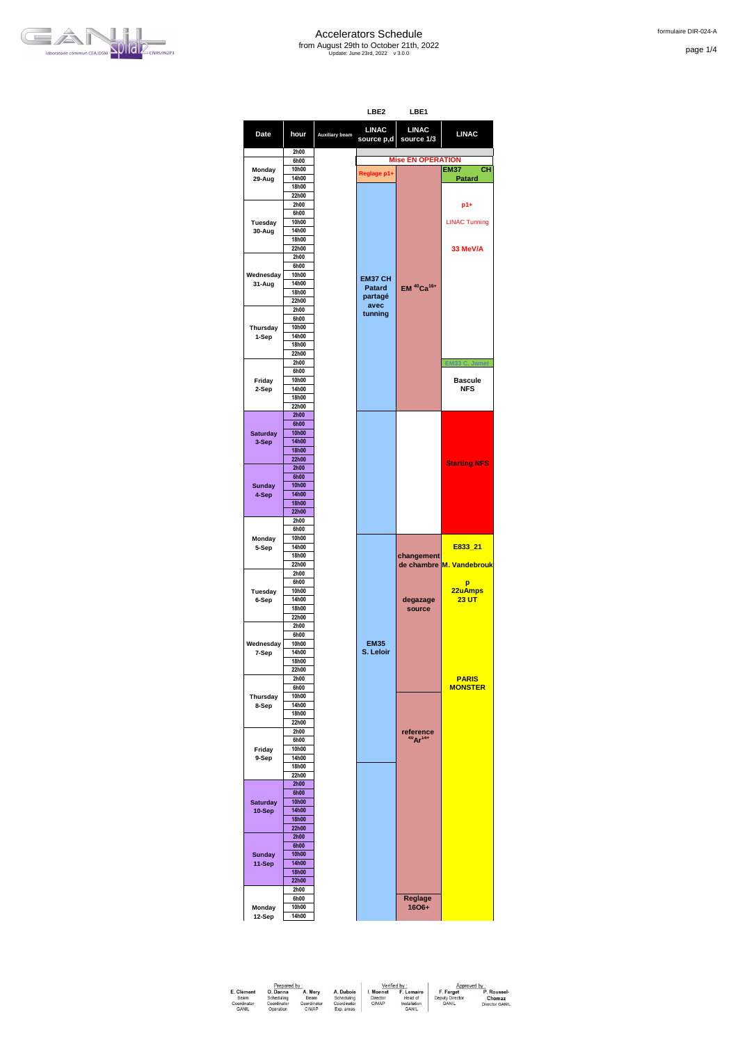# Accelerators Schedule

from August 29th to October 21th, 2022

Update: June 23rd, 2022 v 3.0.0

formulaire DIR-024-A

| Date | hour | Auxiliary beam | LINAC source p,d (LBE2) | LINAC source 1/3 (LBE1) | LINAC |
|---|---|---|---|---|---|
| Monday 29-Aug | 2h00 – 22h00 | | Mise EN OPERATION; Reglage p1+; EM37 CH Patard partagé avec tunning | Mise EN OPERATION; EM $^{40}Ca^{16+}$ | EM37 CH Patard |
| Tuesday 30-Aug | 2h00 – 22h00 | | EM37 CH Patard partagé avec tunning | EM $^{40}Ca^{16+}$ | p1+ LINAC Tunning 33 MeV/A |
| Wednesday 31-Aug | 2h00 – 22h00 | | EM37 CH Patard partagé avec tunning | EM $^{40}Ca^{16+}$ | p1+ LINAC Tunning 33 MeV/A |
| Thursday 1-Sep | 2h00 – 22h00 | | EM37 CH Patard partagé avec tunning | EM $^{40}Ca^{16+}$ | p1+ LINAC Tunning 33 MeV/A |
| Friday 2-Sep | 2h00 – 22h00 | | EM37 CH Patard partagé avec tunning | EM $^{40}Ca^{16+}$ | EM33 C. Jamet; Bascule NFS |
| Saturday 3-Sep | 2h00 – 22h00 | | | | Starting NFS |
| Sunday 4-Sep | 2h00 – 22h00 | | | | Starting NFS |
| Monday 5-Sep | 2h00 – 22h00 | | EM35 S. Leloir | changement de chambre | E833_21 M. Vandebrouk p 22uAmps 23 UT |
| Tuesday 6-Sep | 2h00 – 22h00 | | EM35 S. Leloir | degazage source | E833_21 M. Vandebrouk p 22uAmps 23 UT |
| Wednesday 7-Sep | 2h00 – 22h00 | | EM35 S. Leloir | degazage source | PARIS MONSTER |
| Thursday 8-Sep | 2h00 – 22h00 | | EM35 S. Leloir | reference $^{40}Ar^{14+}$ | PARIS MONSTER |
| Friday 9-Sep | 2h00 – 22h00 | | EM35 S. Leloir | reference $^{40}Ar^{14+}$ | PARIS MONSTER |
| Saturday 10-Sep | 2h00 – 22h00 | | | reference $^{40}Ar^{14+}$ | PARIS MONSTER |
| Sunday 11-Sep | 2h00 – 22h00 | | | reference $^{40}Ar^{14+}$ | PARIS MONSTER |
| Monday 12-Sep | 2h00 – 14h00 | | | Reglage 16O6+ | PARIS MONSTER |

| Prepared by : | | | | Verified by : | | Approved by : | |
|---|---|---|---|---|---|---|---|
| E. Clement | O. Danna | A. Mery | A. Dubois | I. Monnet | F. Lemaire | F. Farget | P. Roussel-Chomaz |
| Beam Coordinator GANIL | Scheduling Coordinator Operation | Beam Coordinator CIMAP | Scheduling Coordinator Exp. areas | Director CIMAP | Head of Installation GANIL | Deputy Director GANIL | Director GANIL |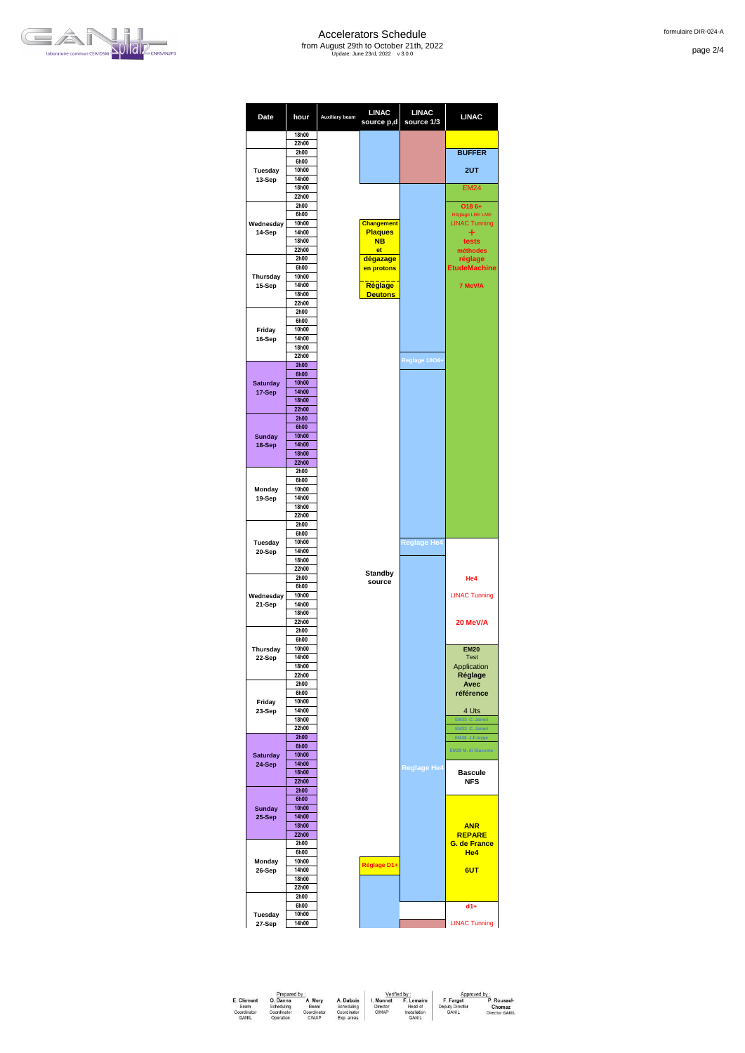# Accelerators Schedule

from August 29th to October 21th, 2022

Update: June 23rd, 2022 v 3.0.0

formulaire DIR-024-A

| Date | hour | Auxiliary beam | LINAC source p,d | LINAC source 1/3 | LINAC |
|---|---|---|---|---|---|
| | 18h00 | | | | |
| | 22h00 | | | | |
| Tuesday 13-Sep | 2h00 | | | | BUFFER |
| | 6h00 | | | | |
| | 10h00 | | | | 2UT |
| | 14h00 | | | | |
| | 18h00 | | | | EM24 |
| | 22h00 | | | | |
| Wednesday 14-Sep | 2h00 | | | | O18 6+ |
| | 6h00 | | | | Réglage LBE LME |
| | 10h00 | | Changement | | LINAC Tunning |
| | 14h00 | | Plaques | | + |
| | 18h00 | | NB | | tests |
| | 22h00 | | et | | méthodes |
| Thursday 15-Sep | 2h00 | | dégazage | | réglage |
| | 6h00 | | en protons | | EtudeMachine |
| | 10h00 | | | | |
| | 14h00 | | Réglage | | 7 MeV/A |
| | 18h00 | | Deutons | | |
| | 22h00 | | | | |
| Friday 16-Sep | 2h00 | | | | |
| | 6h00 | | | | |
| | 10h00 | | | | |
| | 14h00 | | | | |
| | 18h00 | | | | |
| | 22h00 | | | Reglage 18O6+ | |
| Saturday 17-Sep | 2h00 | | | | |
| | 6h00 | | | | |
| | 10h00 | | | | |
| | 14h00 | | | | |
| | 18h00 | | | | |
| | 22h00 | | | | |
| Sunday 18-Sep | 2h00 | | | | |
| | 6h00 | | | | |
| | 10h00 | | | | |
| | 14h00 | | | | |
| | 18h00 | | | | |
| | 22h00 | | | | |
| Monday 19-Sep | 2h00 | | | | |
| | 6h00 | | | | |
| | 10h00 | | | | |
| | 14h00 | | | | |
| | 18h00 | | | | |
| | 22h00 | | | | |
| Tuesday 20-Sep | 2h00 | | | | |
| | 6h00 | | | | |
| | 10h00 | | | Reglage He4 | |
| | 14h00 | | | | |
| | 18h00 | | | | |
| | 22h00 | | | | |
| Wednesday 21-Sep | 2h00 | | Standby source | | He4 |
| | 6h00 | | | | |
| | 10h00 | | | | LINAC Tunning |
| | 14h00 | | | | |
| | 18h00 | | | | |
| | 22h00 | | | | 20 MeV/A |
| Thursday 22-Sep | 2h00 | | | | |
| | 6h00 | | | | |
| | 10h00 | | | | EM20 |
| | 14h00 | | | | Test |
| | 18h00 | | | | Application |
| | 22h00 | | | | Réglage |
| Friday 23-Sep | 2h00 | | | | Avec |
| | 6h00 | | | | référence |
| | 10h00 | | | | |
| | 14h00 | | | | 4 Uts |
| | 18h00 | | | | EM33 C. Jamet |
| | 22h00 | | | | EM33 C. Jamet |
| Saturday 24-Sep | 2h00 | | | | EM28 J.F.leyge |
| | 6h00 | | | | EM29 M. di Giacomo |
| | 10h00 | | | | |
| | 14h00 | | | Reglage He4 | Bascule |
| | 18h00 | | | | NFS |
| | 22h00 | | | | |
| Sunday 25-Sep | 2h00 | | | | |
| | 6h00 | | | | |
| | 10h00 | | | | |
| | 14h00 | | | | ANR |
| | 18h00 | | | | REPARE |
| | 22h00 | | | | G. de France |
| Monday 26-Sep | 2h00 | | | | He4 |
| | 6h00 | | | | |
| | 10h00 | | Réglage D1+ | | 6UT |
| | 14h00 | | | | |
| | 18h00 | | | | |
| | 22h00 | | | | |
| Tuesday 27-Sep | 2h00 | | | | d1+ |
| | 6h00 | | | | |
| | 10h00 | | | | LINAC Tunning |
| | 14h00 | | | | |

| Prepared by : | | | | Verified by : | | Approved by : | |
|---|---|---|---|---|---|---|---|
| E. Clement | O. Danna | A. Mery | A. Dubois | I. Monnet | F. Lemaire | F. Farget | P. Roussel-Chomaz |
| Beam Coordinator GANIL | Scheduling Coordinator Operation | Beam Coordinator CIMAP | Scheduling Coordinator Exp. areas | Director CIMAP | Head of Installation GANIL | Deputy Director GANIL | Director GANIL |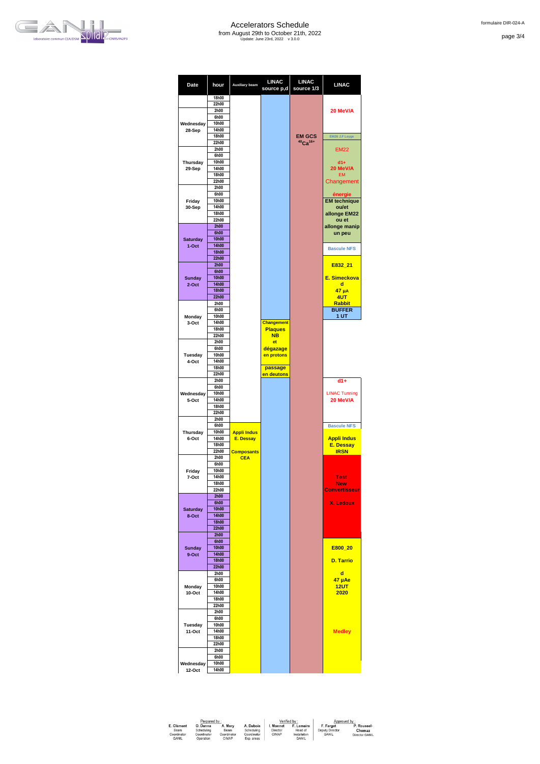# Accelerators Schedule

from August 29th to October 21th, 2022

Update: June 23rd, 2022 v 3.0.0

formulaire DIR-024-A

| Date | hour | Auxiliary beam | LINAC source p,d | LINAC source 1/3 | LINAC |
|---|---|---|---|---|---|
| | 18h00 | | | | |
| | 22h00 | | | | |
| Wednesday 28-Sep | 2h00 – 22h00 | | | EM GCS $^{40}Ca^{16+}$ | 20 MeV/A; EM26 J.F Leyge |
| Thursday 29-Sep | 2h00 – 22h00 | | | | EM22 d1+ 20 MeV/A EM Changement énergie |
| Friday 30-Sep | 2h00 – 22h00 | | | | EM technique ou/et allonge EM22 ou et allonge manip un peu |
| Saturday 1-Oct | 2h00 – 22h00 | | | | Bascule NFS |
| Sunday 2-Oct | 2h00 – 22h00 | | | | E832_21 E. Simeckova d 47 µA 4UT Rabbit |
| Monday 3-Oct | 2h00 – 22h00 | | Changement Plaques NB et dégazage en protons | | BUFFER 1 UT |
| Tuesday 4-Oct | 2h00 – 22h00 | | passage en deutons | | |
| Wednesday 5-Oct | 2h00 – 22h00 | | | | d1+ LINAC Tunning 20 MeV/A |
| Thursday 6-Oct | 2h00 – 22h00 | Appli Indus E. Dessay Composants CEA | | | Bascule NFS; Appli Indus E. Dessay IRSN |
| Friday 7-Oct | 2h00 – 22h00 | | | | Test New Convertisseur X. Ledoux |
| Saturday 8-Oct | 2h00 – 22h00 | | | | |
| Sunday 9-Oct | 2h00 – 22h00 | | | | E800_20 D. Tarrio |
| Monday 10-Oct | 2h00 – 22h00 | | | | d 47 µAe 12UT 2020 |
| Tuesday 11-Oct | 2h00 – 22h00 | | | | Medley |
| Wednesday 12-Oct | 2h00 – 14h00 | | | | |

| Prepared by : | | | | Verified by : | | Approved by : | |
|---|---|---|---|---|---|---|---|
| E. Clement | O. Danna | A. Mery | A. Dubois | I. Monnet | F. Lemaire | F. Farget | P. Roussel-Chomaz |
| Beam Coordinator GANIL | Scheduling Coordinator Operation | Beam Coordinator CIMAP | Scheduling Coordinator Exp. areas | Director CIMAP | Head of Installation GANIL | Deputy Director GANIL | Director GANIL |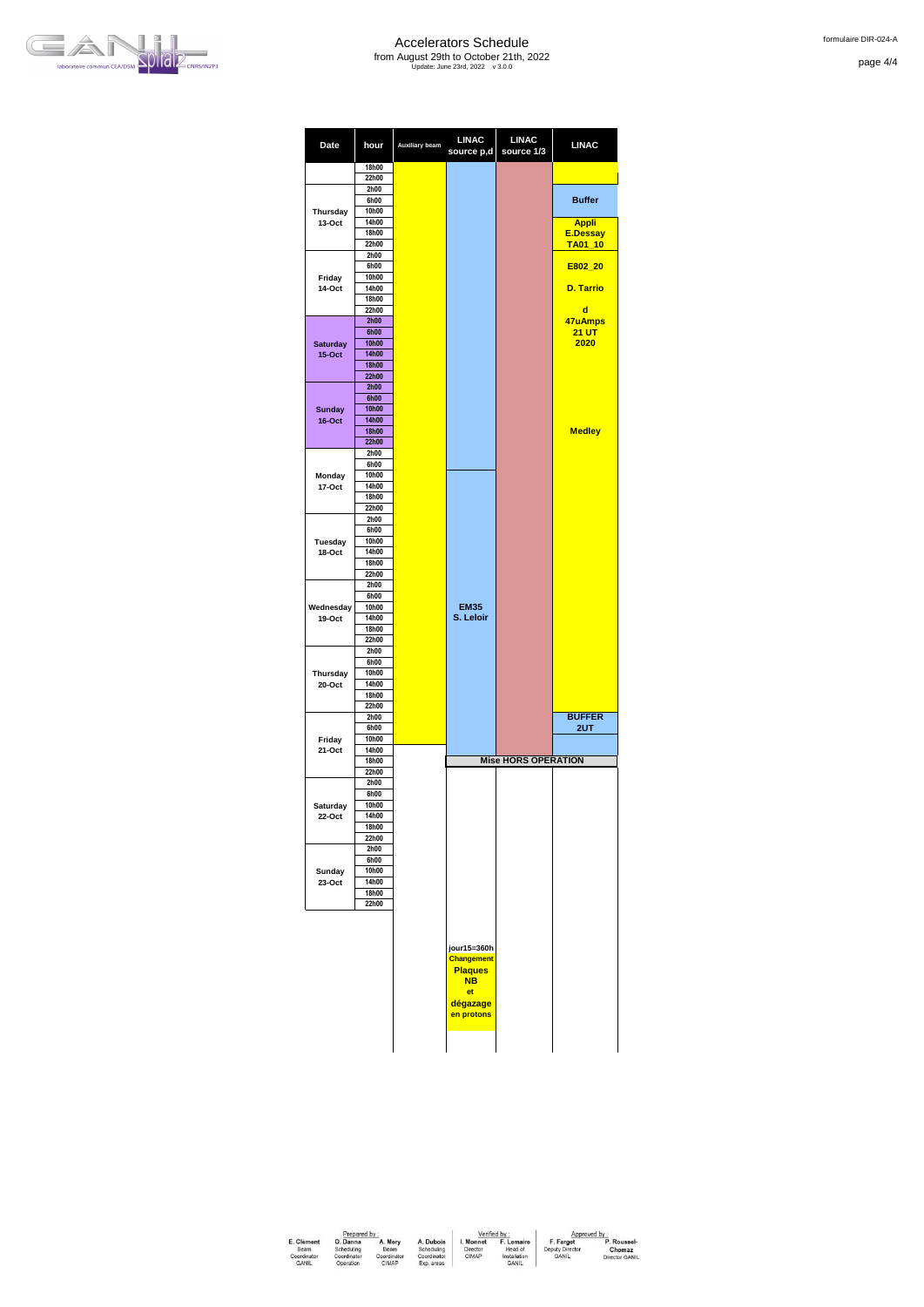# Accelerators Schedule

from August 29th to October 21th, 2022

Update: June 23rd, 2022 v 3.0.0

formulaire DIR-024-A

| Date | hour | Auxiliary beam | LINAC source p,d | LINAC source 1/3 | LINAC |
|---|---|---|---|---|---|
| | 18h00 | | | | |
| | 22h00 | | | | |
| Thursday 13-Oct | 2h00 | | | | Buffer |
| | 6h00 | | | | |
| | 10h00 | | | | |
| | 14h00 | | | | Appli E.Dessay TA01_10 |
| | 18h00 | | | | |
| | 22h00 | | | | |
| Friday 14-Oct | 2h00 | | | | E802_20 |
| | 6h00 | | | | |
| | 10h00 | | | | D. Tarrio |
| | 14h00 | | | | |
| | 18h00 | | | | d 47uAmps 21 UT 2020 |
| | 22h00 | | | | |
| Saturday 15-Oct | 2h00 | | | | |
| | 6h00 | | | | |
| | 10h00 | | | | |
| | 14h00 | | | | |
| | 18h00 | | | | |
| | 22h00 | | | | |
| Sunday 16-Oct | 2h00 | | | | |
| | 6h00 | | | | |
| | 10h00 | | | | |
| | 14h00 | | | | |
| | 18h00 | | | | Medley |
| | 22h00 | | | | |
| Monday 17-Oct | 2h00 | | | | |
| | 6h00 | | | | |
| | 10h00 | | | | |
| | 14h00 | | | | |
| | 18h00 | | | | |
| | 22h00 | | | | |
| Tuesday 18-Oct | 2h00 | | | | |
| | 6h00 | | | | |
| | 10h00 | | | | |
| | 14h00 | | | | |
| | 18h00 | | | | |
| | 22h00 | | | | |
| Wednesday 19-Oct | 2h00 | | | | |
| | 6h00 | | | | |
| | 10h00 | | EM35 S. Leloir | | |
| | 14h00 | | | | |
| | 18h00 | | | | |
| | 22h00 | | | | |
| Thursday 20-Oct | 2h00 | | | | |
| | 6h00 | | | | |
| | 10h00 | | | | |
| | 14h00 | | | | |
| | 18h00 | | | | |
| | 22h00 | | | | |
| Friday 21-Oct | 2h00 | | | | BUFFER 2UT |
| | 6h00 | | | | |
| | 10h00 | | | | |
| | 14h00 | | | | |
| | 18h00 | | Mise HORS OPERATION | | |
| | 22h00 | | | | |
| Saturday 22-Oct | 2h00 | | | | |
| | 6h00 | | | | |
| | 10h00 | | | | |
| | 14h00 | | | | |
| | 18h00 | | | | |
| | 22h00 | | | | |
| Sunday 23-Oct | 2h00 | | | | |
| | 6h00 | | | | |
| | 10h00 | | | | |
| | 14h00 | | | | |
| | 18h00 | | | | |
| | 22h00 | | | | |

jour15=360h
Changement
Plaques
NB
et
dégazage
en protons

| Prepared by: | | | | | Verified by: | | Approved by: | |
|---|---|---|---|---|---|---|---|---|
| E. Clement | O. Danna | A. Mery | A. Dubois | | I. Monnet | F. Lemaire | F. Farget | P. Roussel-Chomaz |
| Beam Coordinator GANIL | Scheduling Coordinator Operation | Beam Coordinator CIMAP | Scheduling Coordinator Exp. areas | | Director CIMAP | Head of Installation GANIL | Deputy Director GANIL | Director GANIL |